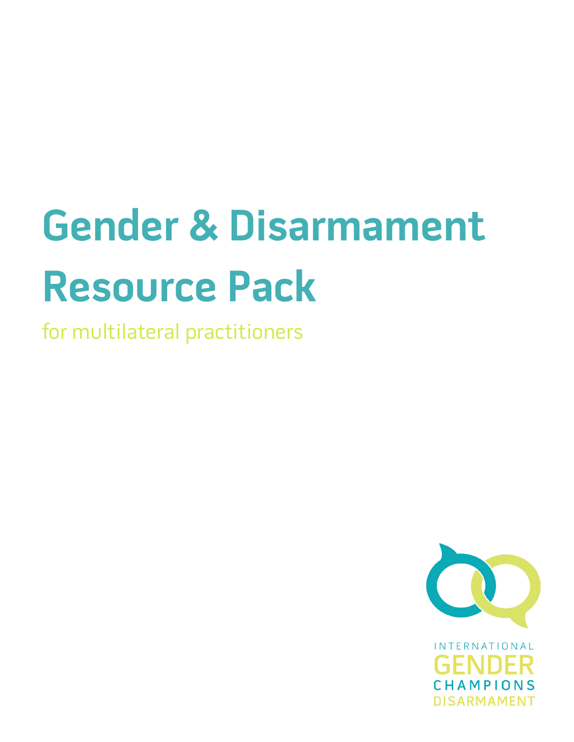# Gender & Disarmament Resource Pack

for multilateral practitioners

INTERNATIONAL GENDER CHAMPIONS DISARMAMENT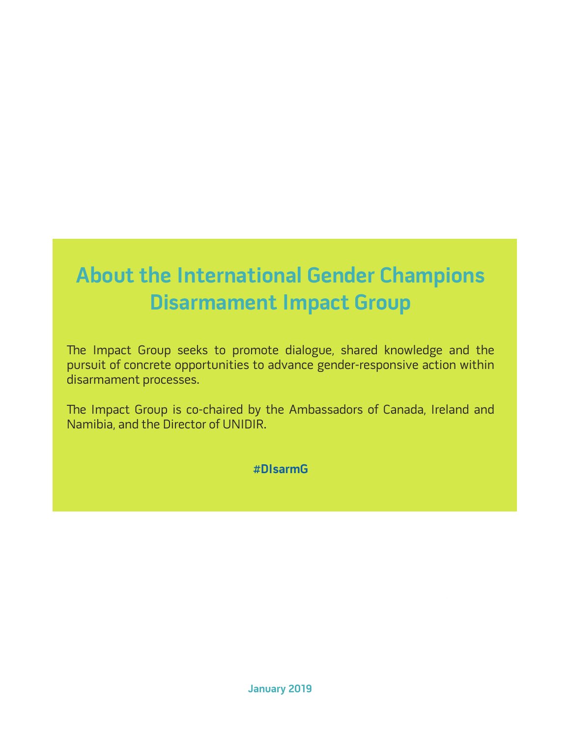# About the International Gender Champions Disarmament Impact Group

The Impact Group seeks to promote dialogue, shared knowledge and the pursuit of concrete opportunities to advance gender-responsive action within disarmament processes.

The Impact Group is co-chaired by the Ambassadors of Canada, Ireland and Namibia, and the Director of UNIDIR.

**#DIsarmG**

January 2019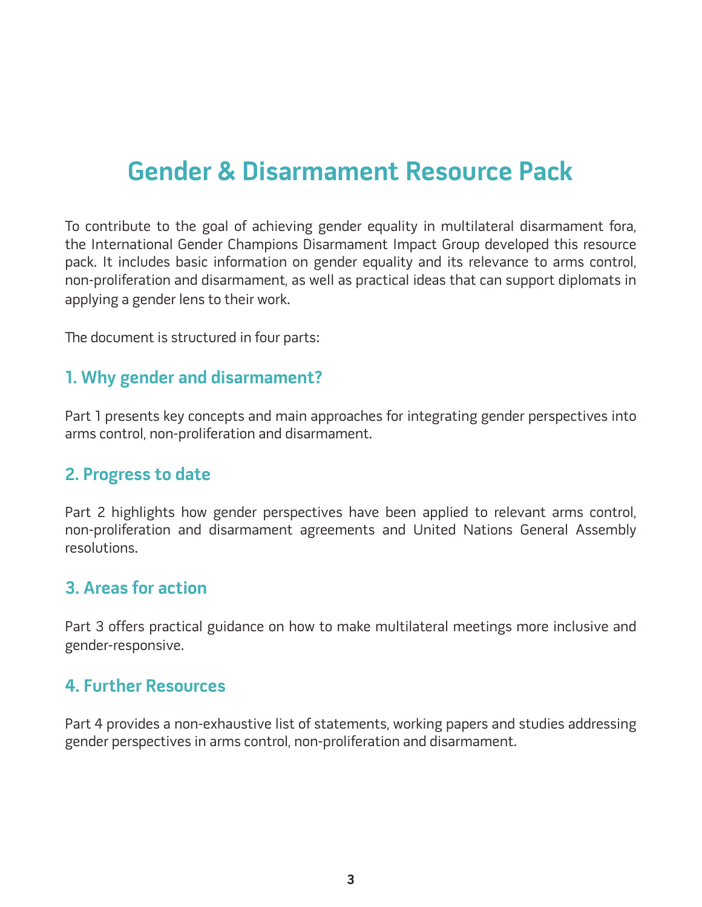# Gender & Disarmament Resource Pack

To contribute to the goal of achieving gender equality in multilateral disarmament fora, the International Gender Champions Disarmament Impact Group developed this resource pack. It includes basic information on gender equality and its relevance to arms control, non-proliferation and disarmament, as well as practical ideas that can support diplomats in applying a gender lens to their work.

The document is structured in four parts:

## 1. Why gender and disarmament?

Part 1 presents key concepts and main approaches for integrating gender perspectives into arms control, non-proliferation and disarmament.

## 2. Progress to date

Part 2 highlights how gender perspectives have been applied to relevant arms control, non-proliferation and disarmament agreements and United Nations General Assembly resolutions.

## 3. Areas for action

Part 3 offers practical guidance on how to make multilateral meetings more inclusive and gender-responsive.

## 4. Further Resources

Part 4 provides a non-exhaustive list of statements, working papers and studies addressing gender perspectives in arms control, non-proliferation and disarmament.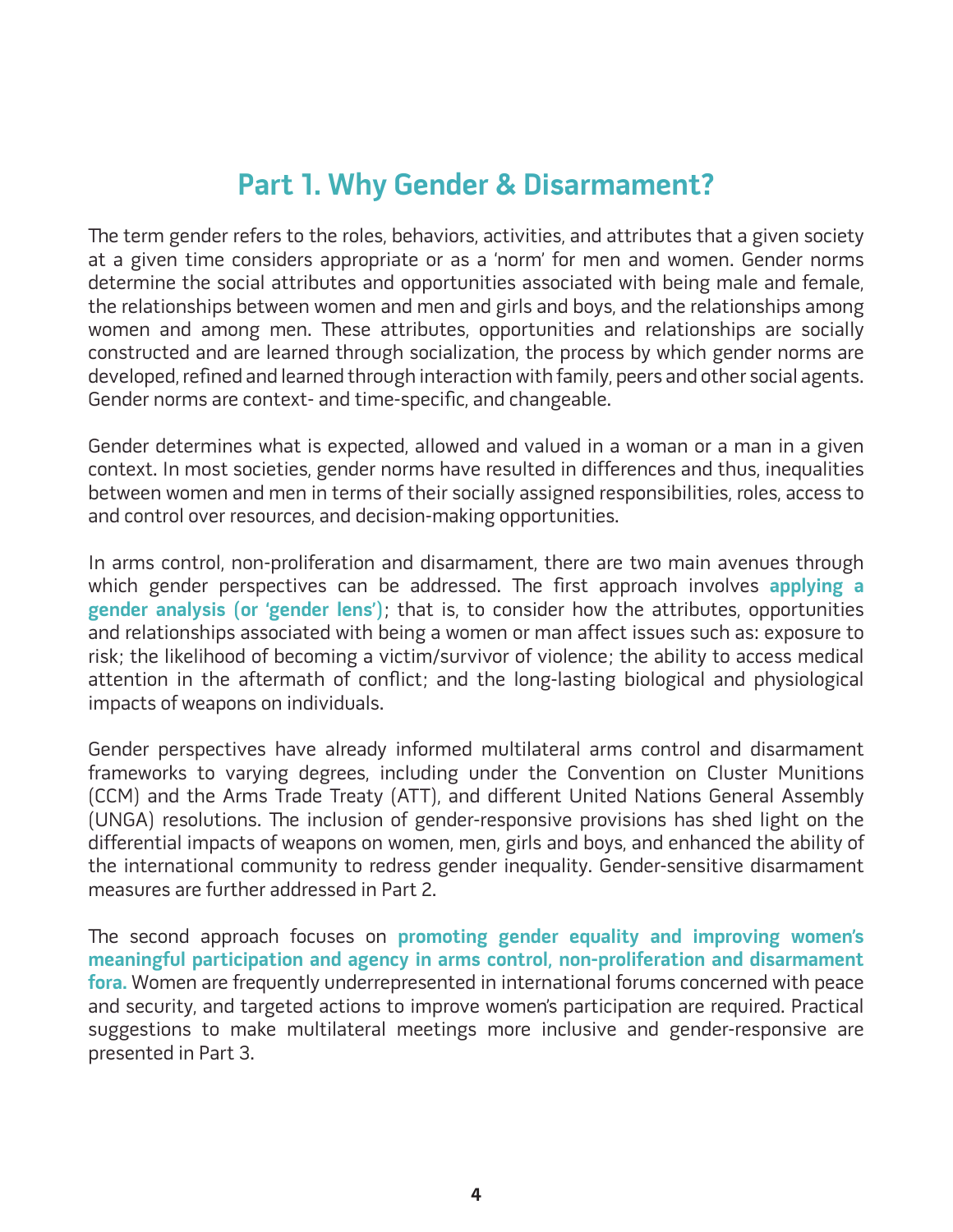# Part 1. Why Gender & Disarmament?

The term gender refers to the roles, behaviors, activities, and attributes that a given society at a given time considers appropriate or as a 'norm' for men and women. Gender norms determine the social attributes and opportunities associated with being male and female, the relationships between women and men and girls and boys, and the relationships among women and among men. These attributes, opportunities and relationships are socially constructed and are learned through socialization, the process by which gender norms are developed, refined and learned through interaction with family, peers and other social agents. Gender norms are context- and time-specific, and changeable.

Gender determines what is expected, allowed and valued in a woman or a man in a given context. In most societies, gender norms have resulted in differences and thus, inequalities between women and men in terms of their socially assigned responsibilities, roles, access to and control over resources, and decision-making opportunities.

In arms control, non-proliferation and disarmament, there are two main avenues through which gender perspectives can be addressed. The first approach involves **applying a gender analysis (or 'gender lens')**; that is, to consider how the attributes, opportunities and relationships associated with being a women or man affect issues such as: exposure to risk; the likelihood of becoming a victim/survivor of violence; the ability to access medical attention in the aftermath of conflict; and the long-lasting biological and physiological impacts of weapons on individuals.

Gender perspectives have already informed multilateral arms control and disarmament frameworks to varying degrees, including under the Convention on Cluster Munitions (CCM) and the Arms Trade Treaty (ATT), and different United Nations General Assembly (UNGA) resolutions. The inclusion of gender-responsive provisions has shed light on the differential impacts of weapons on women, men, girls and boys, and enhanced the ability of the international community to redress gender inequality. Gender-sensitive disarmament measures are further addressed in Part 2.

The second approach focuses on **promoting gender equality and improving women's meaningful participation and agency in arms control, non-proliferation and disarmament fora.** Women are frequently underrepresented in international forums concerned with peace and security, and targeted actions to improve women's participation are required. Practical suggestions to make multilateral meetings more inclusive and gender-responsive are presented in Part 3.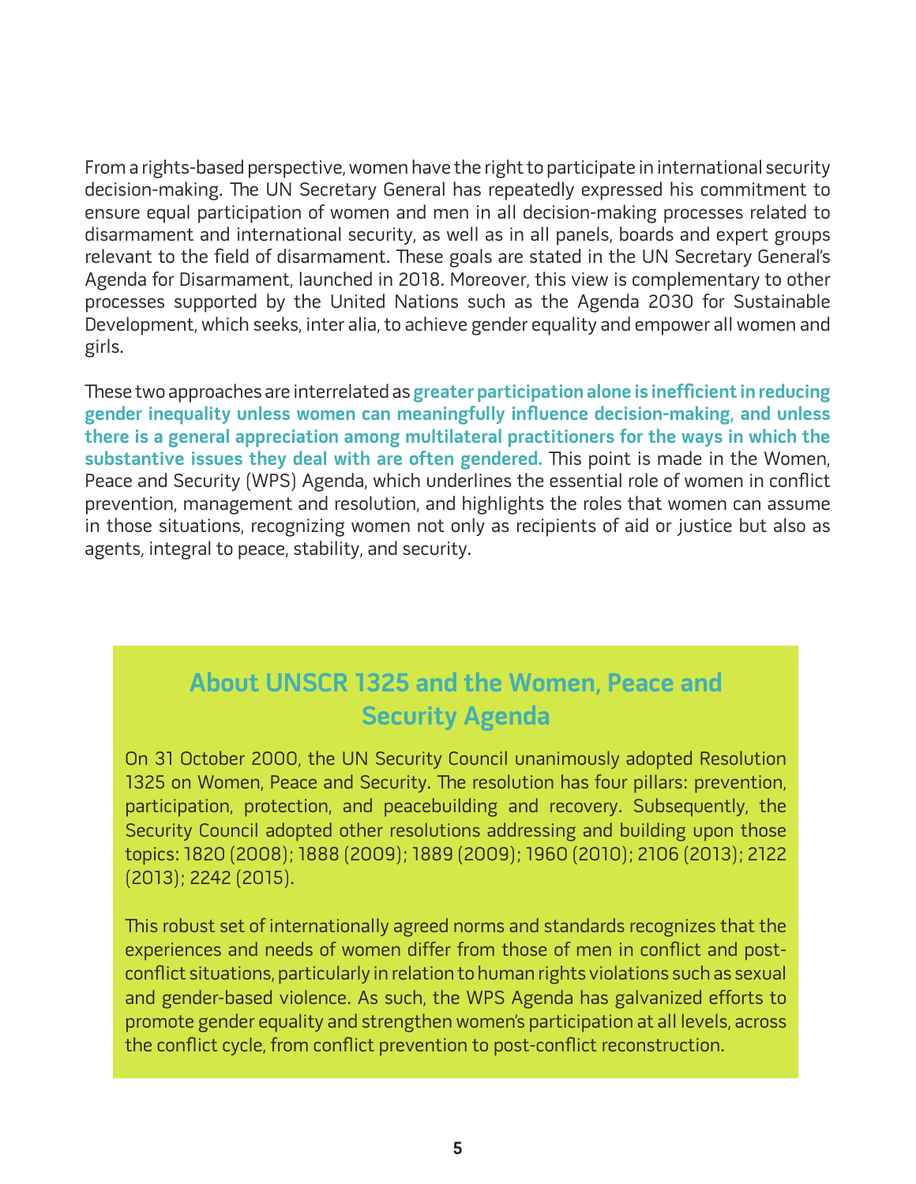From a rights-based perspective, women have the right to participate in international security decision-making. The UN Secretary General has repeatedly expressed his commitment to ensure equal participation of women and men in all decision-making processes related to disarmament and international security, as well as in all panels, boards and expert groups relevant to the field of disarmament. These goals are stated in the UN Secretary General's Agenda for Disarmament, launched in 2018. Moreover, this view is complementary to other processes supported by the United Nations such as the Agenda 2030 for Sustainable Development, which seeks, inter alia, to achieve gender equality and empower all women and girls.

These two approaches are interrelated as **greater participation alone is inefficient in reducing gender inequality unless women can meaningfully influence decision-making, and unless there is a general appreciation among multilateral practitioners for the ways in which the substantive issues they deal with are often gendered.** This point is made in the Women, Peace and Security (WPS) Agenda, which underlines the essential role of women in conflict prevention, management and resolution, and highlights the roles that women can assume in those situations, recognizing women not only as recipients of aid or justice but also as agents, integral to peace, stability, and security.

## About UNSCR 1325 and the Women, Peace and Security Agenda

On 31 October 2000, the UN Security Council unanimously adopted Resolution 1325 on Women, Peace and Security. The resolution has four pillars: prevention, participation, protection, and peacebuilding and recovery. Subsequently, the Security Council adopted other resolutions addressing and building upon those topics: 1820 (2008); 1888 (2009); 1889 (2009); 1960 (2010); 2106 (2013); 2122 (2013); 2242 (2015).

This robust set of internationally agreed norms and standards recognizes that the experiences and needs of women differ from those of men in conflict and post-conflict situations, particularly in relation to human rights violations such as sexual and gender-based violence. As such, the WPS Agenda has galvanized efforts to promote gender equality and strengthen women's participation at all levels, across the conflict cycle, from conflict prevention to post-conflict reconstruction.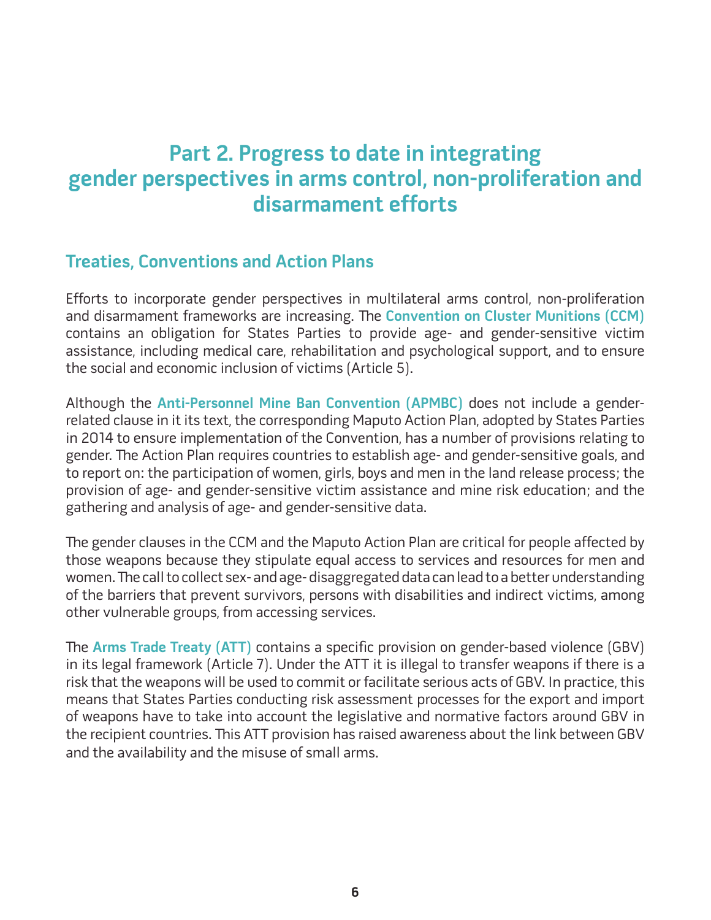# Part 2. Progress to date in integrating gender perspectives in arms control, non-proliferation and disarmament efforts

## Treaties, Conventions and Action Plans

Efforts to incorporate gender perspectives in multilateral arms control, non-proliferation and disarmament frameworks are increasing. The **Convention on Cluster Munitions (CCM)** contains an obligation for States Parties to provide age- and gender-sensitive victim assistance, including medical care, rehabilitation and psychological support, and to ensure the social and economic inclusion of victims (Article 5).

Although the **Anti-Personnel Mine Ban Convention (APMBC)** does not include a gender-related clause in it its text, the corresponding Maputo Action Plan, adopted by States Parties in 2014 to ensure implementation of the Convention, has a number of provisions relating to gender. The Action Plan requires countries to establish age- and gender-sensitive goals, and to report on: the participation of women, girls, boys and men in the land release process; the provision of age- and gender-sensitive victim assistance and mine risk education; and the gathering and analysis of age- and gender-sensitive data.

The gender clauses in the CCM and the Maputo Action Plan are critical for people affected by those weapons because they stipulate equal access to services and resources for men and women. The call to collect sex- and age- disaggregated data can lead to a better understanding of the barriers that prevent survivors, persons with disabilities and indirect victims, among other vulnerable groups, from accessing services.

The **Arms Trade Treaty (ATT)** contains a specific provision on gender-based violence (GBV) in its legal framework (Article 7). Under the ATT it is illegal to transfer weapons if there is a risk that the weapons will be used to commit or facilitate serious acts of GBV. In practice, this means that States Parties conducting risk assessment processes for the export and import of weapons have to take into account the legislative and normative factors around GBV in the recipient countries. This ATT provision has raised awareness about the link between GBV and the availability and the misuse of small arms.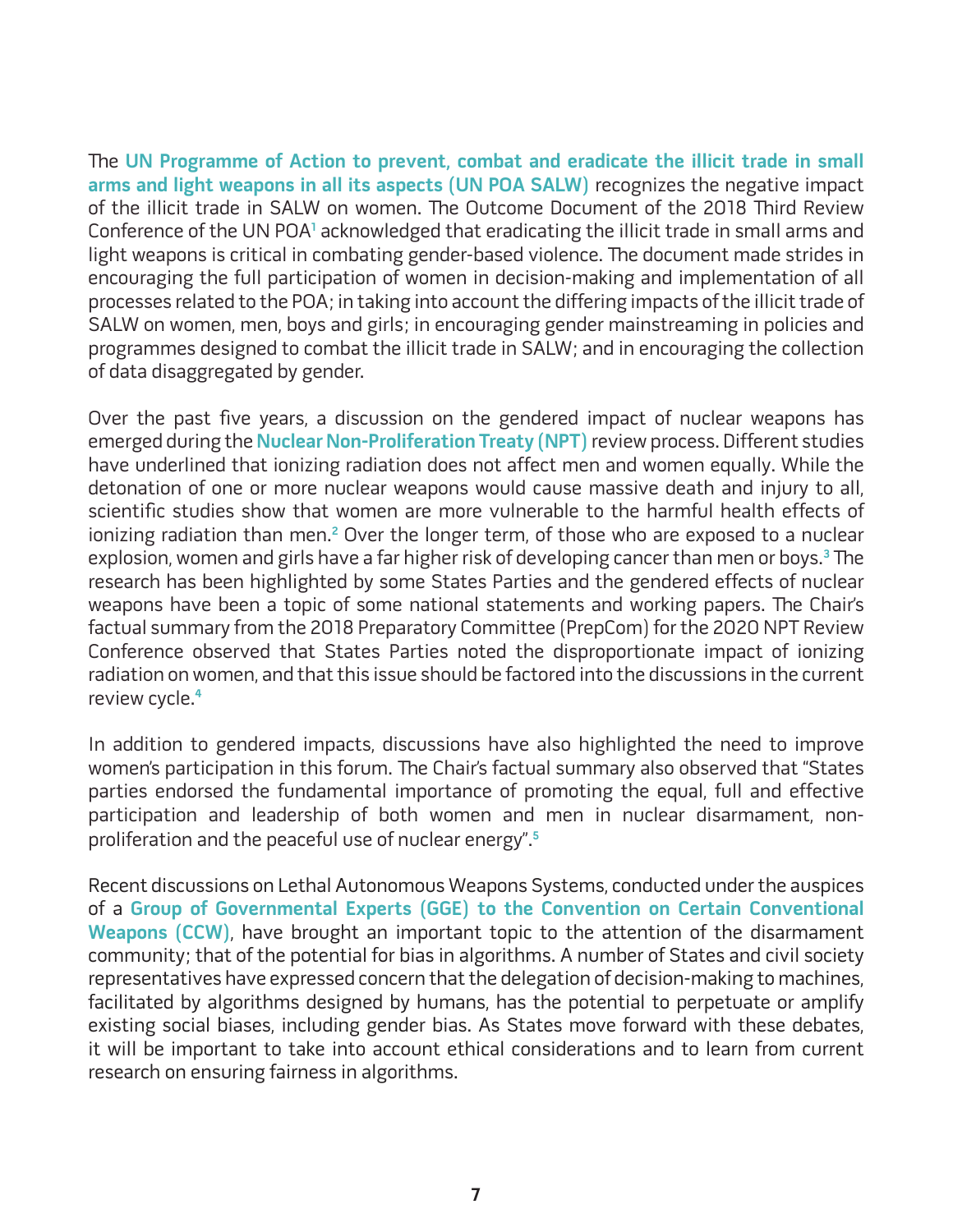The **UN Programme of Action to prevent, combat and eradicate the illicit trade in small arms and light weapons in all its aspects (UN POA SALW)** recognizes the negative impact of the illicit trade in SALW on women. The Outcome Document of the 2018 Third Review Conference of the UN POA[1] acknowledged that eradicating the illicit trade in small arms and light weapons is critical in combating gender-based violence. The document made strides in encouraging the full participation of women in decision-making and implementation of all processes related to the POA; in taking into account the differing impacts of the illicit trade of SALW on women, men, boys and girls; in encouraging gender mainstreaming in policies and programmes designed to combat the illicit trade in SALW; and in encouraging the collection of data disaggregated by gender.

Over the past five years, a discussion on the gendered impact of nuclear weapons has emerged during the **Nuclear Non-Proliferation Treaty (NPT)** review process. Different studies have underlined that ionizing radiation does not affect men and women equally. While the detonation of one or more nuclear weapons would cause massive death and injury to all, scientific studies show that women are more vulnerable to the harmful health effects of ionizing radiation than men.[2] Over the longer term, of those who are exposed to a nuclear explosion, women and girls have a far higher risk of developing cancer than men or boys.[3] The research has been highlighted by some States Parties and the gendered effects of nuclear weapons have been a topic of some national statements and working papers. The Chair's factual summary from the 2018 Preparatory Committee (PrepCom) for the 2020 NPT Review Conference observed that States Parties noted the disproportionate impact of ionizing radiation on women, and that this issue should be factored into the discussions in the current review cycle.[4]

In addition to gendered impacts, discussions have also highlighted the need to improve women's participation in this forum. The Chair's factual summary also observed that "States parties endorsed the fundamental importance of promoting the equal, full and effective participation and leadership of both women and men in nuclear disarmament, non-proliferation and the peaceful use of nuclear energy".[5]

Recent discussions on Lethal Autonomous Weapons Systems, conducted under the auspices of a **Group of Governmental Experts (GGE) to the Convention on Certain Conventional Weapons (CCW)**, have brought an important topic to the attention of the disarmament community; that of the potential for bias in algorithms. A number of States and civil society representatives have expressed concern that the delegation of decision-making to machines, facilitated by algorithms designed by humans, has the potential to perpetuate or amplify existing social biases, including gender bias. As States move forward with these debates, it will be important to take into account ethical considerations and to learn from current research on ensuring fairness in algorithms.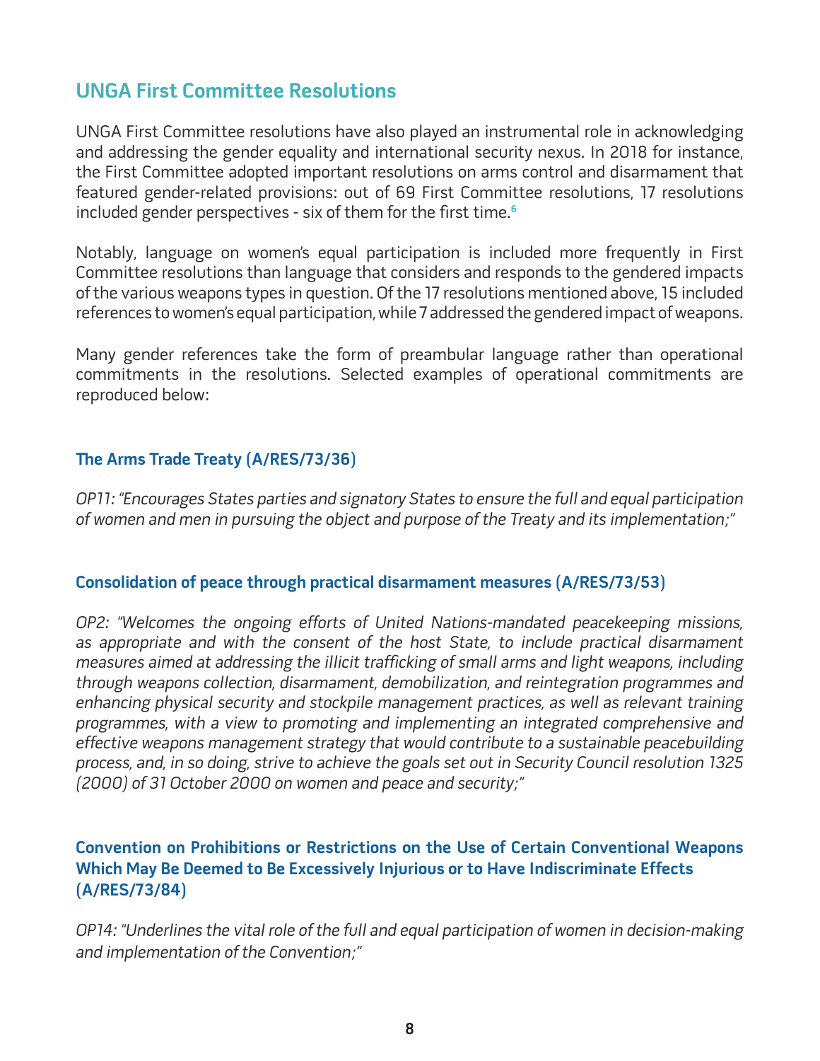## UNGA First Committee Resolutions

UNGA First Committee resolutions have also played an instrumental role in acknowledging and addressing the gender equality and international security nexus. In 2018 for instance, the First Committee adopted important resolutions on arms control and disarmament that featured gender-related provisions: out of 69 First Committee resolutions, 17 resolutions included gender perspectives - six of them for the first time.[6]

Notably, language on women's equal participation is included more frequently in First Committee resolutions than language that considers and responds to the gendered impacts of the various weapons types in question. Of the 17 resolutions mentioned above, 15 included references to women's equal participation, while 7 addressed the gendered impact of weapons.

Many gender references take the form of preambular language rather than operational commitments in the resolutions. Selected examples of operational commitments are reproduced below:

### The Arms Trade Treaty (A/RES/73/36)

*OP11: "Encourages States parties and signatory States to ensure the full and equal participation of women and men in pursuing the object and purpose of the Treaty and its implementation;"*

### Consolidation of peace through practical disarmament measures (A/RES/73/53)

*OP2: "Welcomes the ongoing efforts of United Nations-mandated peacekeeping missions, as appropriate and with the consent of the host State, to include practical disarmament measures aimed at addressing the illicit trafficking of small arms and light weapons, including through weapons collection, disarmament, demobilization, and reintegration programmes and enhancing physical security and stockpile management practices, as well as relevant training programmes, with a view to promoting and implementing an integrated comprehensive and effective weapons management strategy that would contribute to a sustainable peacebuilding process, and, in so doing, strive to achieve the goals set out in Security Council resolution 1325 (2000) of 31 October 2000 on women and peace and security;"*

### Convention on Prohibitions or Restrictions on the Use of Certain Conventional Weapons Which May Be Deemed to Be Excessively Injurious or to Have Indiscriminate Effects (A/RES/73/84)

*OP14: "Underlines the vital role of the full and equal participation of women in decision-making and implementation of the Convention;"*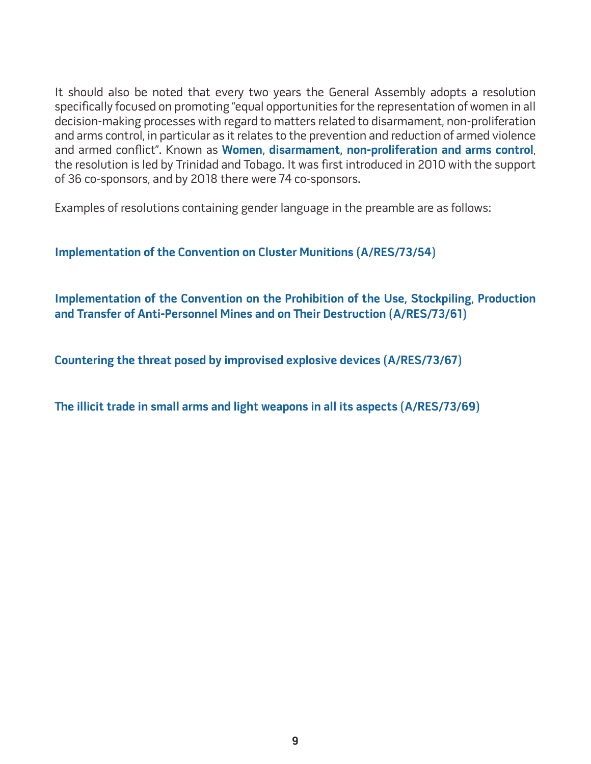It should also be noted that every two years the General Assembly adopts a resolution specifically focused on promoting "equal opportunities for the representation of women in all decision-making processes with regard to matters related to disarmament, non-proliferation and arms control, in particular as it relates to the prevention and reduction of armed violence and armed conflict". Known as **Women, disarmament, non-proliferation and arms control**, the resolution is led by Trinidad and Tobago. It was first introduced in 2010 with the support of 36 co-sponsors, and by 2018 there were 74 co-sponsors.

Examples of resolutions containing gender language in the preamble are as follows:

**Implementation of the Convention on Cluster Munitions (A/RES/73/54)**

**Implementation of the Convention on the Prohibition of the Use, Stockpiling, Production and Transfer of Anti-Personnel Mines and on Their Destruction (A/RES/73/61)**

**Countering the threat posed by improvised explosive devices (A/RES/73/67)**

**The illicit trade in small arms and light weapons in all its aspects (A/RES/73/69)**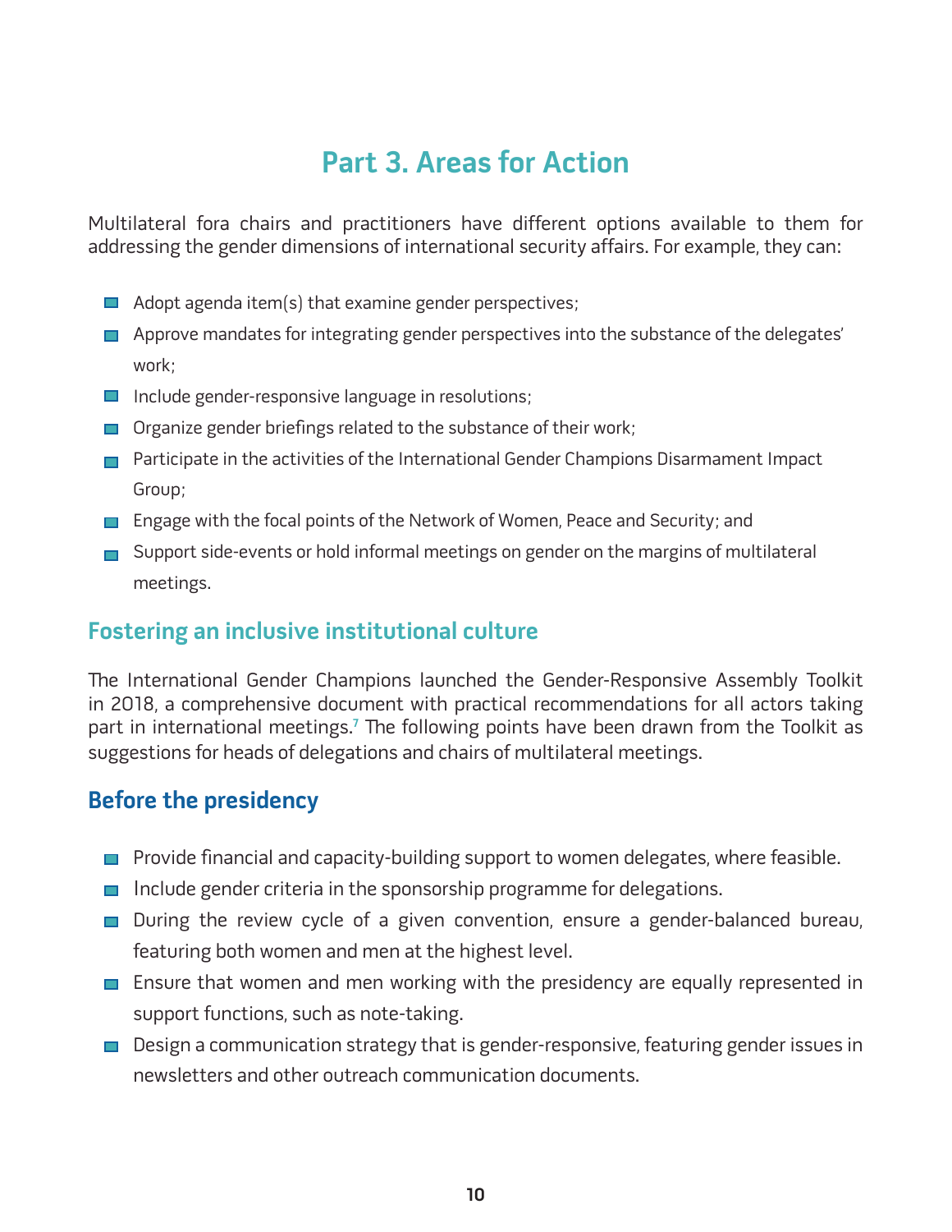# Part 3. Areas for Action

Multilateral fora chairs and practitioners have different options available to them for addressing the gender dimensions of international security affairs. For example, they can:

- Adopt agenda item(s) that examine gender perspectives;
- Approve mandates for integrating gender perspectives into the substance of the delegates' work;
- Include gender-responsive language in resolutions;
- Organize gender briefings related to the substance of their work;
- Participate in the activities of the International Gender Champions Disarmament Impact Group;
- Engage with the focal points of the Network of Women, Peace and Security; and
- Support side-events or hold informal meetings on gender on the margins of multilateral meetings.

## Fostering an inclusive institutional culture

The International Gender Champions launched the Gender-Responsive Assembly Toolkit in 2018, a comprehensive document with practical recommendations for all actors taking part in international meetings.[7] The following points have been drawn from the Toolkit as suggestions for heads of delegations and chairs of multilateral meetings.

## Before the presidency

- Provide financial and capacity-building support to women delegates, where feasible.
- Include gender criteria in the sponsorship programme for delegations.
- During the review cycle of a given convention, ensure a gender-balanced bureau, featuring both women and men at the highest level.
- Ensure that women and men working with the presidency are equally represented in support functions, such as note-taking.
- Design a communication strategy that is gender-responsive, featuring gender issues in newsletters and other outreach communication documents.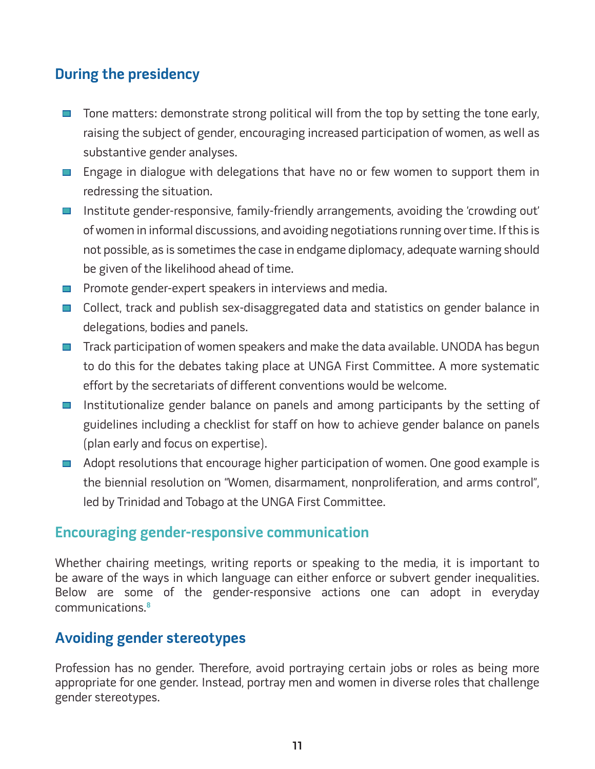## During the presidency

- Tone matters: demonstrate strong political will from the top by setting the tone early, raising the subject of gender, encouraging increased participation of women, as well as substantive gender analyses.
- Engage in dialogue with delegations that have no or few women to support them in redressing the situation.
- Institute gender-responsive, family-friendly arrangements, avoiding the 'crowding out' of women in informal discussions, and avoiding negotiations running over time. If this is not possible, as is sometimes the case in endgame diplomacy, adequate warning should be given of the likelihood ahead of time.
- Promote gender-expert speakers in interviews and media.
- Collect, track and publish sex-disaggregated data and statistics on gender balance in delegations, bodies and panels.
- Track participation of women speakers and make the data available. UNODA has begun to do this for the debates taking place at UNGA First Committee. A more systematic effort by the secretariats of different conventions would be welcome.
- Institutionalize gender balance on panels and among participants by the setting of guidelines including a checklist for staff on how to achieve gender balance on panels (plan early and focus on expertise).
- Adopt resolutions that encourage higher participation of women. One good example is the biennial resolution on "Women, disarmament, nonproliferation, and arms control", led by Trinidad and Tobago at the UNGA First Committee.

## Encouraging gender-responsive communication

Whether chairing meetings, writing reports or speaking to the media, it is important to be aware of the ways in which language can either enforce or subvert gender inequalities. Below are some of the gender-responsive actions one can adopt in everyday communications.[8]

## Avoiding gender stereotypes

Profession has no gender. Therefore, avoid portraying certain jobs or roles as being more appropriate for one gender. Instead, portray men and women in diverse roles that challenge gender stereotypes.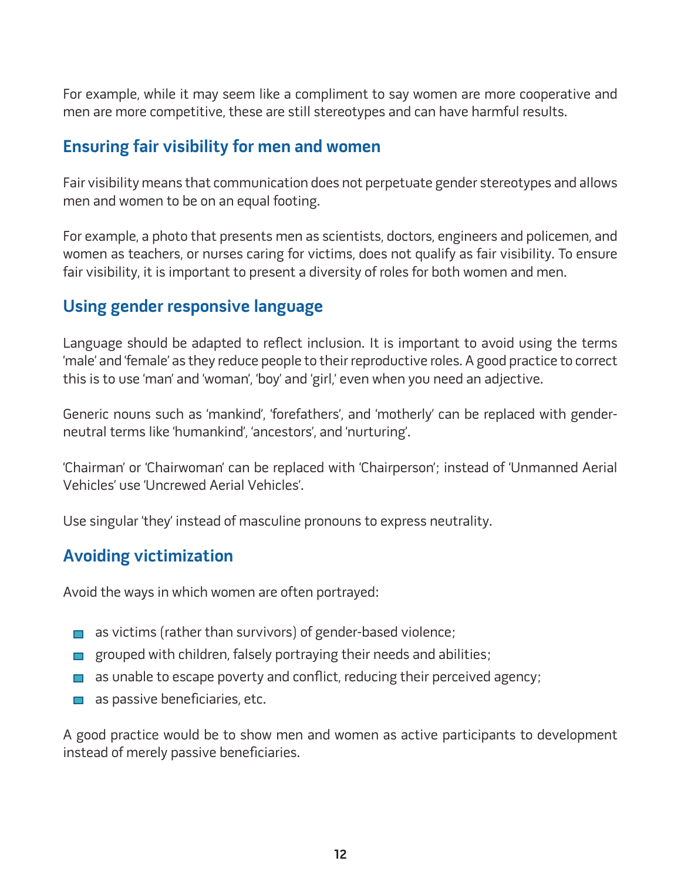For example, while it may seem like a compliment to say women are more cooperative and men are more competitive, these are still stereotypes and can have harmful results.

## Ensuring fair visibility for men and women

Fair visibility means that communication does not perpetuate gender stereotypes and allows men and women to be on an equal footing.

For example, a photo that presents men as scientists, doctors, engineers and policemen, and women as teachers, or nurses caring for victims, does not qualify as fair visibility. To ensure fair visibility, it is important to present a diversity of roles for both women and men.

## Using gender responsive language

Language should be adapted to reflect inclusion. It is important to avoid using the terms 'male' and 'female' as they reduce people to their reproductive roles. A good practice to correct this is to use 'man' and 'woman', 'boy' and 'girl,' even when you need an adjective.

Generic nouns such as 'mankind', 'forefathers', and 'motherly' can be replaced with gender-neutral terms like 'humankind', 'ancestors', and 'nurturing'.

'Chairman' or 'Chairwoman' can be replaced with 'Chairperson'; instead of 'Unmanned Aerial Vehicles' use 'Uncrewed Aerial Vehicles'.

Use singular 'they' instead of masculine pronouns to express neutrality.

## Avoiding victimization

Avoid the ways in which women are often portrayed:

- as victims (rather than survivors) of gender-based violence;
- grouped with children, falsely portraying their needs and abilities;
- as unable to escape poverty and conflict, reducing their perceived agency;
- as passive beneficiaries, etc.

A good practice would be to show men and women as active participants to development instead of merely passive beneficiaries.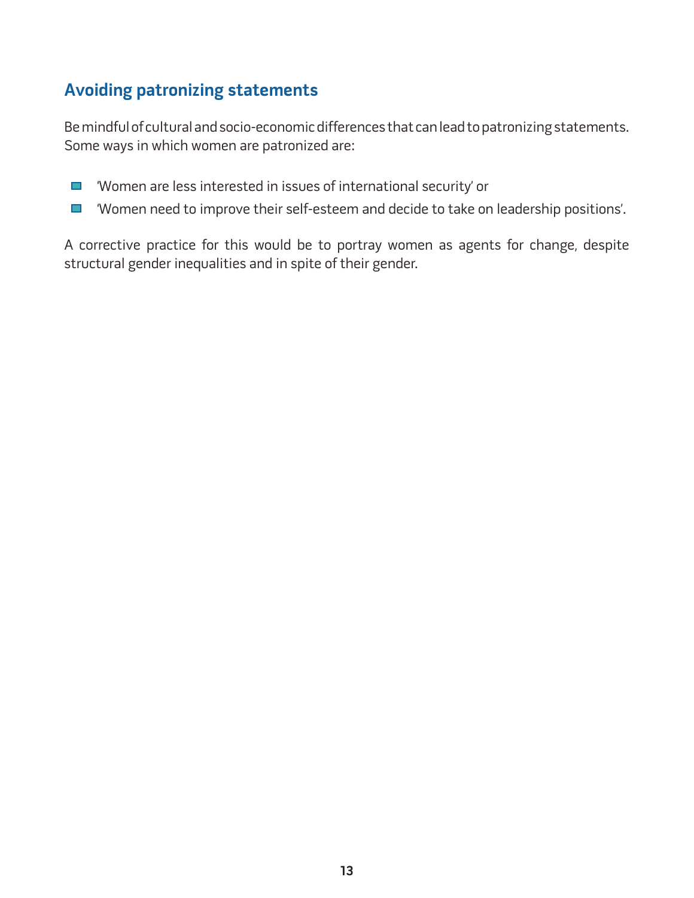## Avoiding patronizing statements

Be mindful of cultural and socio-economic differences that can lead to patronizing statements. Some ways in which women are patronized are:

- 'Women are less interested in issues of international security' or
- 'Women need to improve their self-esteem and decide to take on leadership positions'.

A corrective practice for this would be to portray women as agents for change, despite structural gender inequalities and in spite of their gender.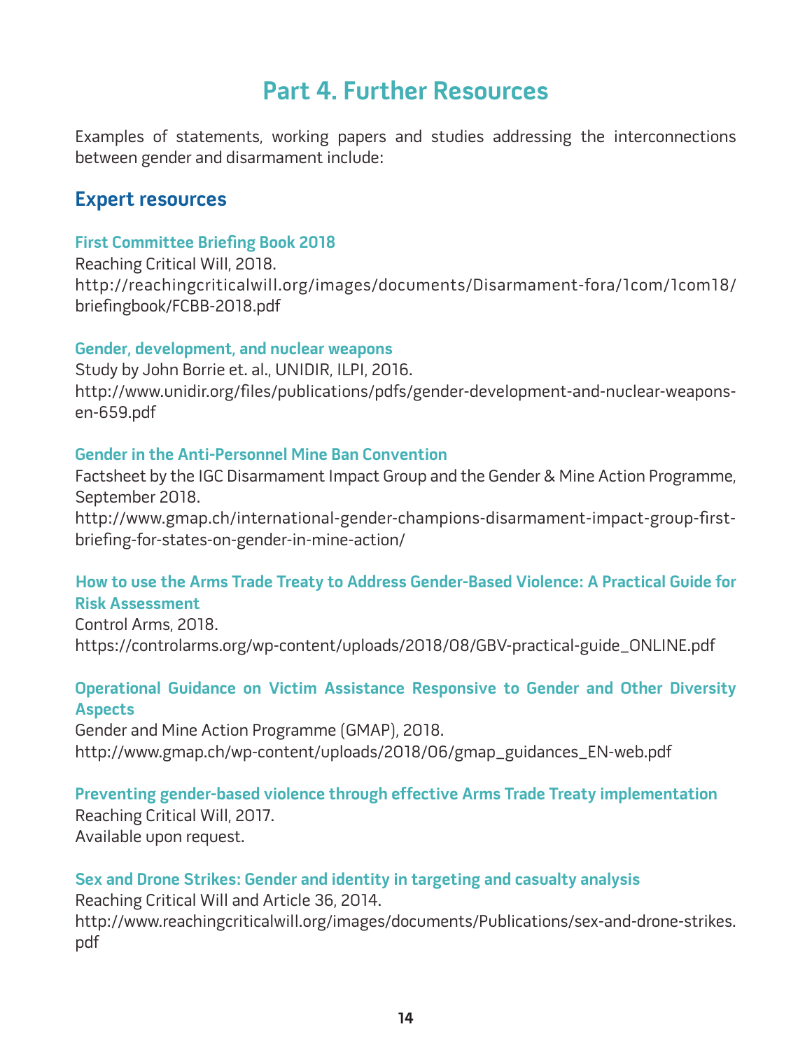# Part 4. Further Resources

Examples of statements, working papers and studies addressing the interconnections between gender and disarmament include:

## Expert resources

### First Committee Briefing Book 2018

Reaching Critical Will, 2018.
http://reachingcriticalwill.org/images/documents/Disarmament-fora/1com/1com18/briefingbook/FCBB-2018.pdf

### Gender, development, and nuclear weapons

Study by John Borrie et. al., UNIDIR, ILPI, 2016.
http://www.unidir.org/files/publications/pdfs/gender-development-and-nuclear-weapons-en-659.pdf

### Gender in the Anti-Personnel Mine Ban Convention

Factsheet by the IGC Disarmament Impact Group and the Gender & Mine Action Programme, September 2018.
http://www.gmap.ch/international-gender-champions-disarmament-impact-group-first-briefing-for-states-on-gender-in-mine-action/

### How to use the Arms Trade Treaty to Address Gender-Based Violence: A Practical Guide for Risk Assessment

Control Arms, 2018.
https://controlarms.org/wp-content/uploads/2018/08/GBV-practical-guide_ONLINE.pdf

### Operational Guidance on Victim Assistance Responsive to Gender and Other Diversity Aspects

Gender and Mine Action Programme (GMAP), 2018.
http://www.gmap.ch/wp-content/uploads/2018/06/gmap_guidances_EN-web.pdf

### Preventing gender-based violence through effective Arms Trade Treaty implementation

Reaching Critical Will, 2017.
Available upon request.

### Sex and Drone Strikes: Gender and identity in targeting and casualty analysis

Reaching Critical Will and Article 36, 2014.
http://www.reachingcriticalwill.org/images/documents/Publications/sex-and-drone-strikes.pdf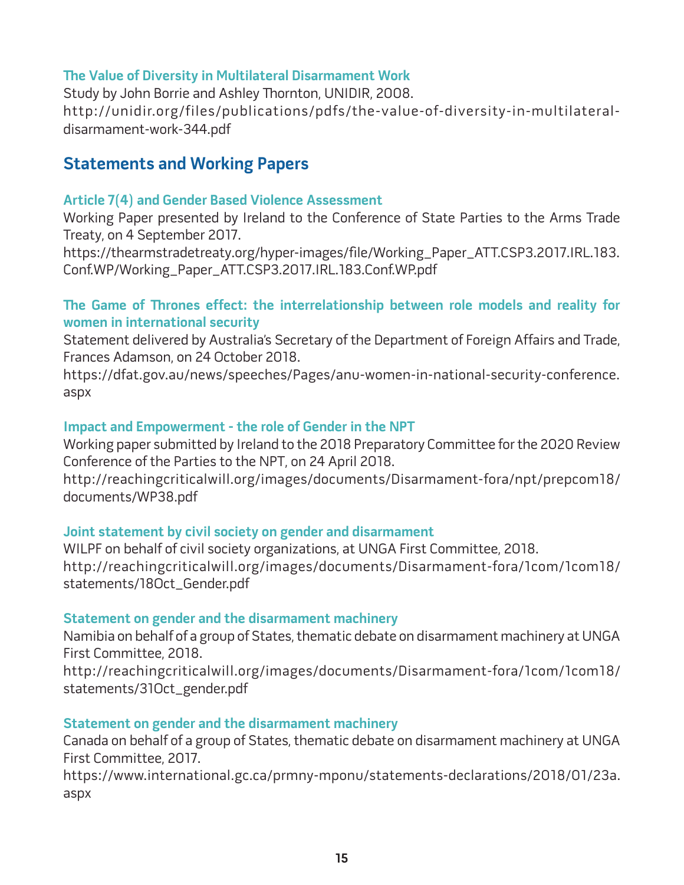### The Value of Diversity in Multilateral Disarmament Work

Study by John Borrie and Ashley Thornton, UNIDIR, 2008.
http://unidir.org/files/publications/pdfs/the-value-of-diversity-in-multilateral-disarmament-work-344.pdf

## Statements and Working Papers

### Article 7(4) and Gender Based Violence Assessment

Working Paper presented by Ireland to the Conference of State Parties to the Arms Trade Treaty, on 4 September 2017.
https://thearmstradetreaty.org/hyper-images/file/Working_Paper_ATT.CSP3.2017.IRL.183.Conf.WP/Working_Paper_ATT.CSP3.2017.IRL.183.Conf.WP.pdf

### The Game of Thrones effect: the interrelationship between role models and reality for women in international security

Statement delivered by Australia's Secretary of the Department of Foreign Affairs and Trade, Frances Adamson, on 24 October 2018.
https://dfat.gov.au/news/speeches/Pages/anu-women-in-national-security-conference.aspx

### Impact and Empowerment - the role of Gender in the NPT

Working paper submitted by Ireland to the 2018 Preparatory Committee for the 2020 Review Conference of the Parties to the NPT, on 24 April 2018.
http://reachingcriticalwill.org/images/documents/Disarmament-fora/npt/prepcom18/documents/WP38.pdf

### Joint statement by civil society on gender and disarmament

WILPF on behalf of civil society organizations, at UNGA First Committee, 2018.
http://reachingcriticalwill.org/images/documents/Disarmament-fora/1com/1com18/statements/18Oct_Gender.pdf

### Statement on gender and the disarmament machinery

Namibia on behalf of a group of States, thematic debate on disarmament machinery at UNGA First Committee, 2018.
http://reachingcriticalwill.org/images/documents/Disarmament-fora/1com/1com18/statements/31Oct_gender.pdf

### Statement on gender and the disarmament machinery

Canada on behalf of a group of States, thematic debate on disarmament machinery at UNGA First Committee, 2017.
https://www.international.gc.ca/prmny-mponu/statements-declarations/2018/01/23a.aspx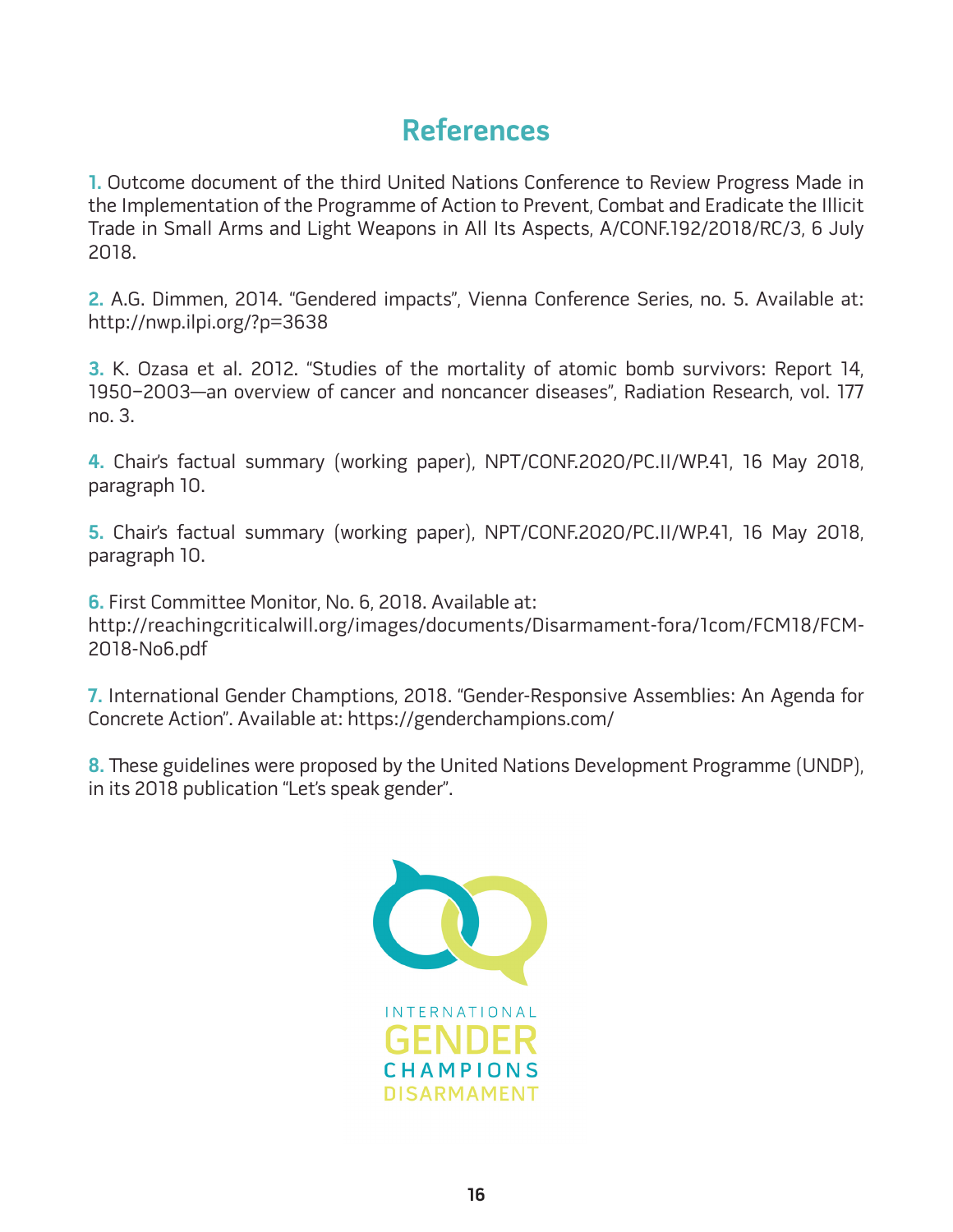# References

**1.** Outcome document of the third United Nations Conference to Review Progress Made in the Implementation of the Programme of Action to Prevent, Combat and Eradicate the Illicit Trade in Small Arms and Light Weapons in All Its Aspects, A/CONF.192/2018/RC/3, 6 July 2018.

**2.** A.G. Dimmen, 2014. "Gendered impacts", Vienna Conference Series, no. 5. Available at: http://nwp.ilpi.org/?p=3638

**3.** K. Ozasa et al. 2012. "Studies of the mortality of atomic bomb survivors: Report 14, 1950–2003—an overview of cancer and noncancer diseases", Radiation Research, vol. 177 no. 3.

**4.** Chair's factual summary (working paper), NPT/CONF.2020/PC.II/WP.41, 16 May 2018, paragraph 10.

**5.** Chair's factual summary (working paper), NPT/CONF.2020/PC.II/WP.41, 16 May 2018, paragraph 10.

**6.** First Committee Monitor, No. 6, 2018. Available at: http://reachingcriticalwill.org/images/documents/Disarmament-fora/1com/FCM18/FCM-2018-No6.pdf

**7.** International Gender Champtions, 2018. "Gender-Responsive Assemblies: An Agenda for Concrete Action". Available at: https://genderchampions.com/

**8.** These guidelines were proposed by the United Nations Development Programme (UNDP), in its 2018 publication "Let's speak gender".

INTERNATIONAL
GENDER
CHAMPIONS
DISARMAMENT